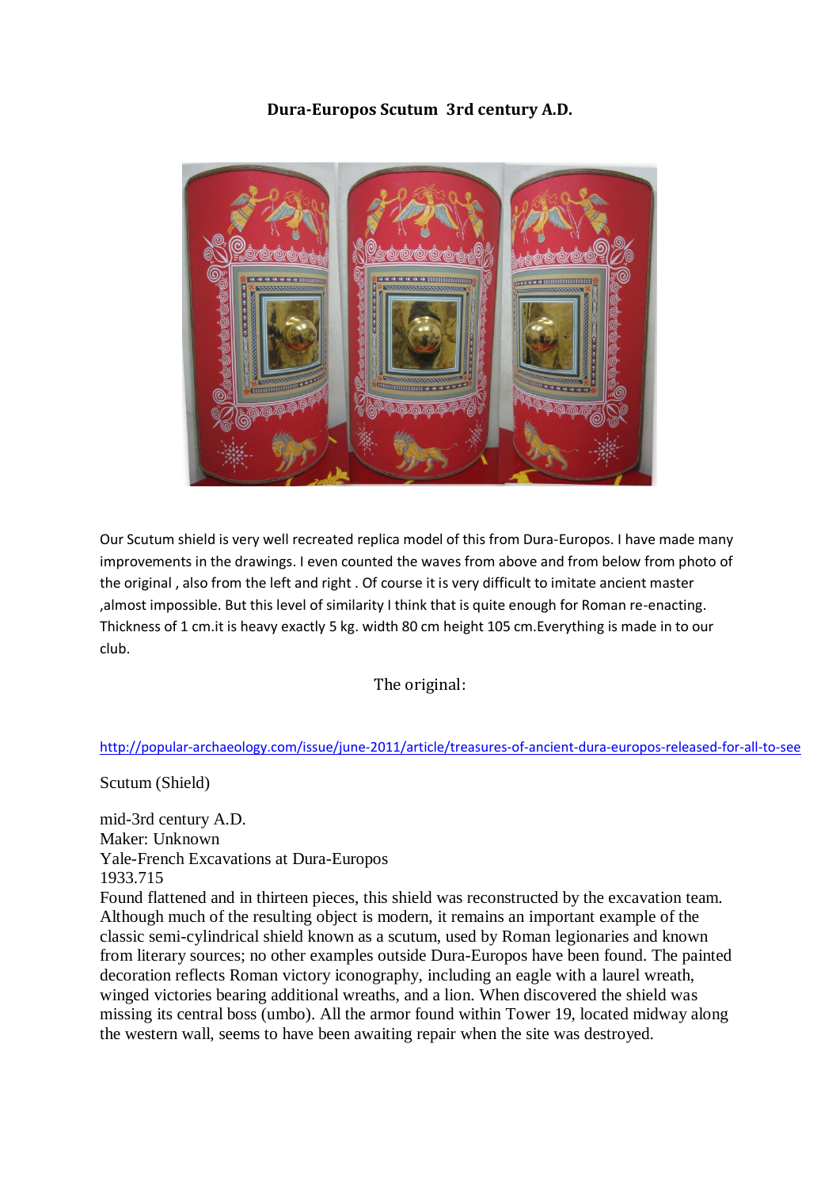# Dura-Europos Scutum 3rd century A.D.

Our Scutum shield is very well recreated replica model of this from Dura-Europos. I have made many improvements in the drawings. I even counted the waves from above and from below from photo of the original , also from the left and right . Of course it is very difficult to imitate ancient master ,almost impossible. But this level of similarity I think that is quite enough for Roman re-enacting. Thickness of 1 cm.it is heavy exactly 5 kg. width 80 cm height 105 cm.Everything is made in to our club.

The original:

http://popular-archaeology.com/issue/june-2011/article/treasures-of-ancient-dura-europos-released-for-all-to-see

Scutum (Shield)

mid-3rd century A.D.
Maker: Unknown
Yale-French Excavations at Dura-Europos
1933.715
Found flattened and in thirteen pieces, this shield was reconstructed by the excavation team. Although much of the resulting object is modern, it remains an important example of the classic semi-cylindrical shield known as a scutum, used by Roman legionaries and known from literary sources; no other examples outside Dura-Europos have been found. The painted decoration reflects Roman victory iconography, including an eagle with a laurel wreath, winged victories bearing additional wreaths, and a lion. When discovered the shield was missing its central boss (umbo). All the armor found within Tower 19, located midway along the western wall, seems to have been awaiting repair when the site was destroyed.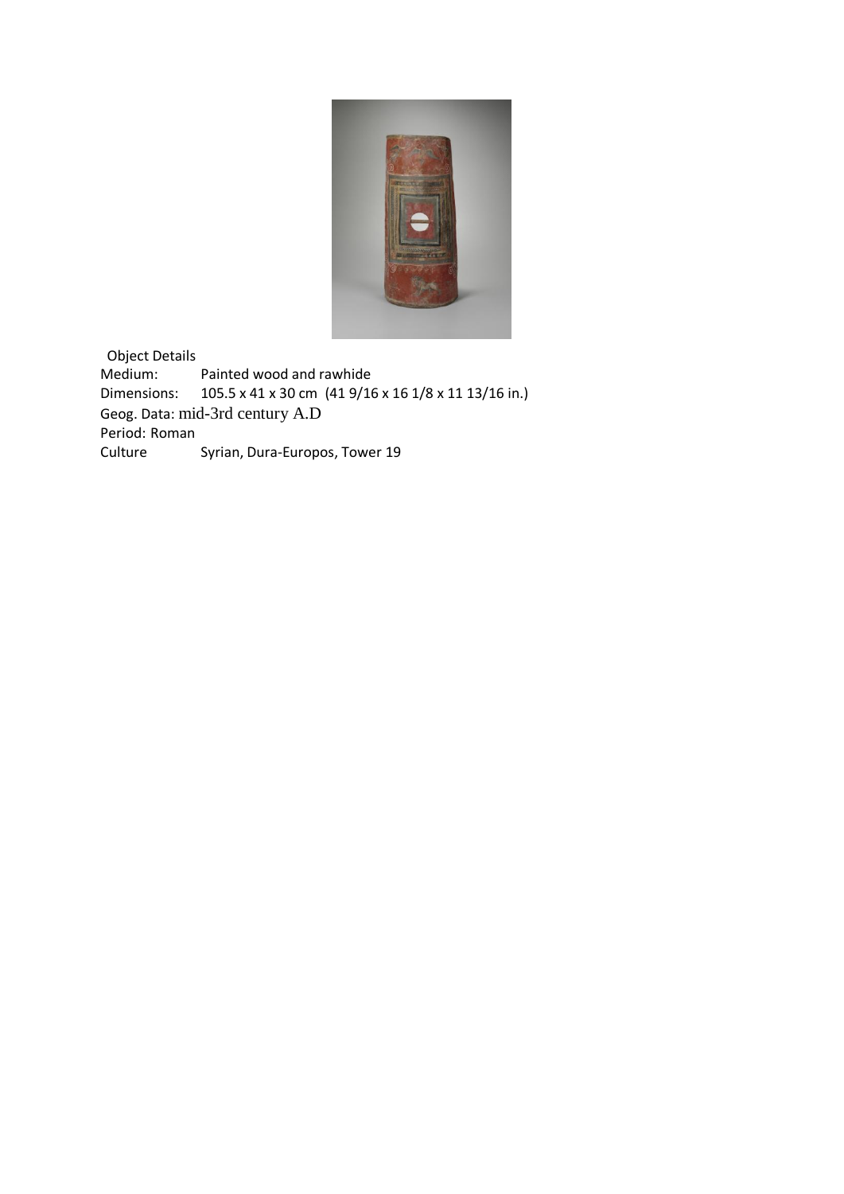Object Details

Medium: Painted wood and rawhide

Dimensions: 105.5 x 41 x 30 cm (41 9/16 x 16 1/8 x 11 13/16 in.)

Geog. Data: mid-3rd century A.D

Period: Roman

Culture Syrian, Dura-Europos, Tower 19